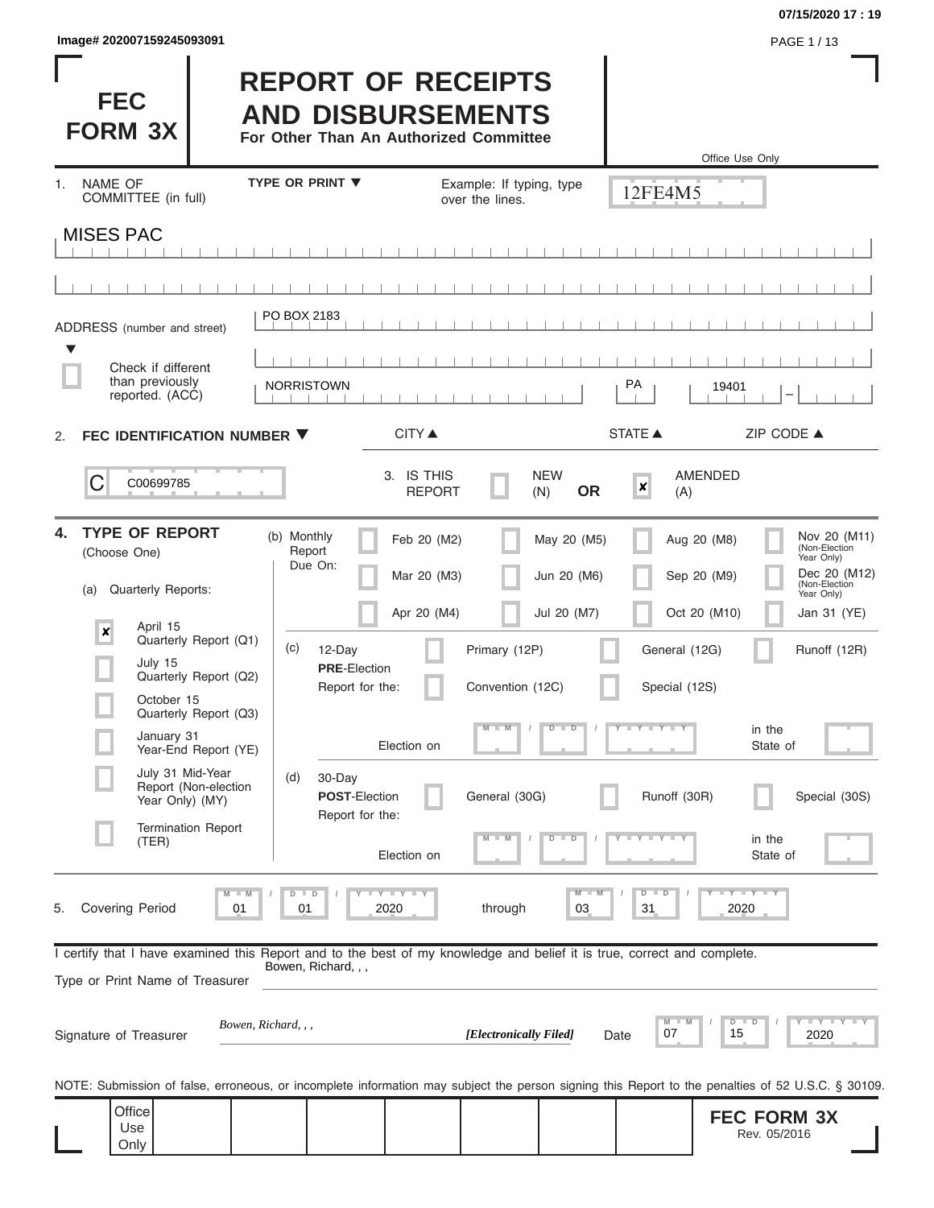Image# 202007159245093091

# FEC FORM 3X

# REPORT OF RECEIPTS AND DISBURSEMENTS

**For Other Than An Authorized Committee**

Office Use Only

12FE4M5

1. NAME OF COMMITTEE (in full) — TYPE OR PRINT ▼ — Example: If typing, type over the lines.

MISES PAC

ADDRESS (number and street): PO BOX 2183

☐ Check if different than previously reported. (ACC)

NORRISTOWN | PA | 19401

CITY ▲ | STATE ▲ | ZIP CODE ▲

2. **FEC IDENTIFICATION NUMBER ▼**

C C00699785

3. IS THIS REPORT: ☐ NEW (N) **OR** ☒ AMENDED (A)

4. **TYPE OF REPORT** (Choose One)

(a) Quarterly Reports:

- ☒ April 15 Quarterly Report (Q1)
- ☐ July 15 Quarterly Report (Q2)
- ☐ October 15 Quarterly Report (Q3)
- ☐ January 31 Year-End Report (YE)
- ☐ July 31 Mid-Year Report (Non-election Year Only) (MY)
- ☐ Termination Report (TER)

(b) Monthly Report Due On:

- ☐ Feb 20 (M2)
- ☐ Mar 20 (M3)
- ☐ Apr 20 (M4)
- ☐ May 20 (M5)
- ☐ Jun 20 (M6)
- ☐ Jul 20 (M7)
- ☐ Aug 20 (M8)
- ☐ Sep 20 (M9)
- ☐ Oct 20 (M10)
- ☐ Nov 20 (M11) (Non-Election Year Only)
- ☐ Dec 20 (M12) (Non-Election Year Only)
- ☐ Jan 31 (YE)

(c) 12-Day **PRE**-Election Report for the: ☐ Primary (12P) ☐ General (12G) ☐ Runoff (12R) ☐ Convention (12C) ☐ Special (12S)

Election on MM / DD / YYYY in the State of

(d) 30-Day **POST**-Election Report for the: ☐ General (30G) ☐ Runoff (30R) ☐ Special (30S)

Election on MM / DD / YYYY in the State of

5. Covering Period 01 / 01 / 2020 through 03 / 31 / 2020

I certify that I have examined this Report and to the best of my knowledge and belief it is true, correct and complete.

Type or Print Name of Treasurer: Bowen, Richard, , ,

Signature of Treasurer: *Bowen, Richard, , ,* *[Electronically Filed]* Date 07 / 15 / 2020

NOTE: Submission of false, erroneous, or incomplete information may subject the person signing this Report to the penalties of 52 U.S.C. § 30109.

Office Use Only

**FEC FORM 3X**
Rev. 05/2016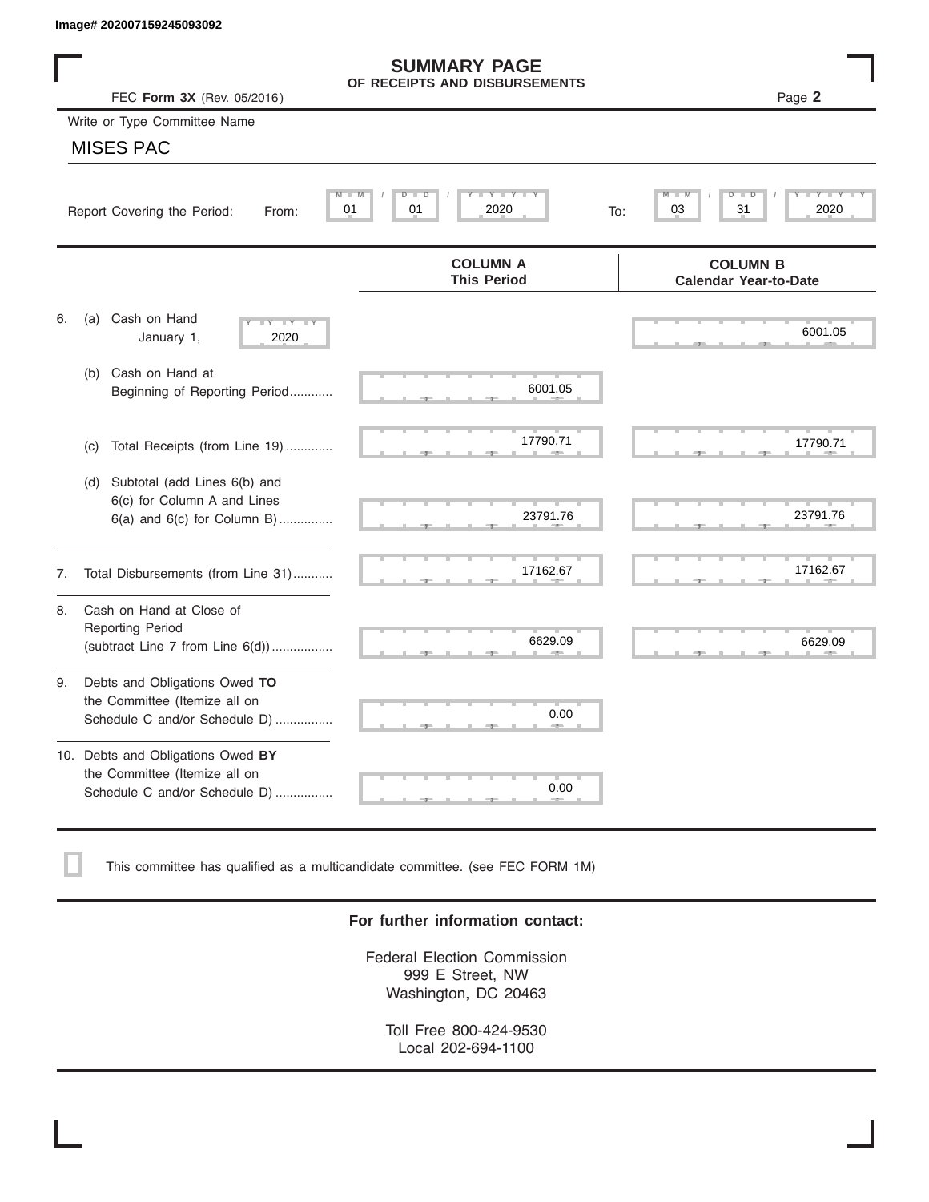Image# 202007159245093092

# SUMMARY PAGE
## OF RECEIPTS AND DISBURSEMENTS

FEC **Form 3X** (Rev. 05/2016)

Page **2**

Write or Type Committee Name

MISES PAC

Report Covering the Period: From: 01 / 01 / 2020 To: 03 / 31 / 2020

| | COLUMN A This Period | COLUMN B Calendar Year-to-Date |
|---|---|---|
| 6. (a) Cash on Hand January 1, 2020 | | 6001.05 |
| (b) Cash on Hand at Beginning of Reporting Period | 6001.05 | |
| (c) Total Receipts (from Line 19) | 17790.71 | 17790.71 |
| (d) Subtotal (add Lines 6(b) and 6(c) for Column A and Lines 6(a) and 6(c) for Column B) | 23791.76 | 23791.76 |
| 7. Total Disbursements (from Line 31) | 17162.67 | 17162.67 |
| 8. Cash on Hand at Close of Reporting Period (subtract Line 7 from Line 6(d)) | 6629.09 | 6629.09 |
| 9. Debts and Obligations Owed **TO** the Committee (Itemize all on Schedule C and/or Schedule D) | 0.00 | |
| 10. Debts and Obligations Owed **BY** the Committee (Itemize all on Schedule C and/or Schedule D) | 0.00 | |

☐ This committee has qualified as a multicandidate committee. (see FEC FORM 1M)

**For further information contact:**

Federal Election Commission
999 E Street, NW
Washington, DC 20463

Toll Free 800-424-9530
Local 202-694-1100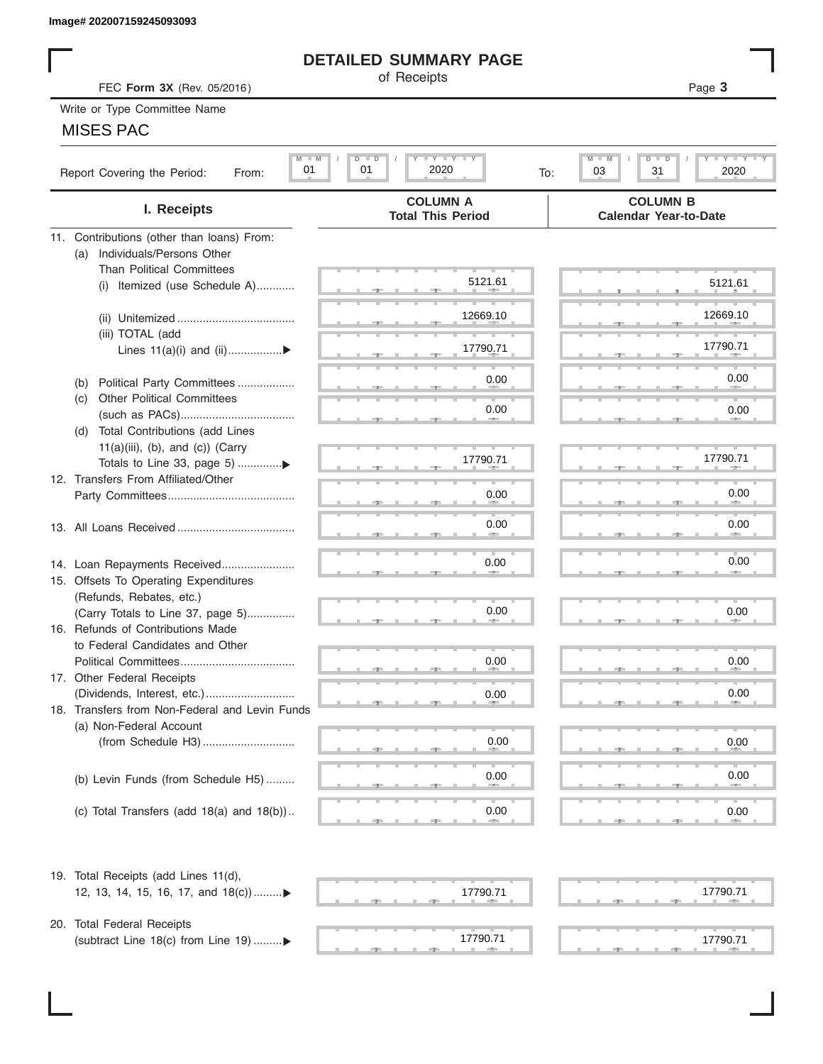Image# 202007159245093093

# DETAILED SUMMARY PAGE

of Receipts

FEC **Form 3X** (Rev. 05/2016)

Write or Type Committee Name

MISES PAC

Report Covering the Period: From: 01 / 01 / 2020 To: 03 / 31 / 2020

| I. Receipts | COLUMN A Total This Period | COLUMN B Calendar Year-to-Date |
|---|---|---|
| 11. Contributions (other than loans) From: | | |
| (a) Individuals/Persons Other Than Political Committees | | |
| (i) Itemized (use Schedule A) | 5121.61 | 5121.61 |
| (ii) Unitemized | 12669.10 | 12669.10 |
| (iii) TOTAL (add Lines 11(a)(i) and (ii) ▶ | 17790.71 | 17790.71 |
| (b) Political Party Committees | 0.00 | 0.00 |
| (c) Other Political Committees (such as PACs) | 0.00 | 0.00 |
| (d) Total Contributions (add Lines 11(a)(iii), (b), and (c)) (Carry Totals to Line 33, page 5) ▶ | 17790.71 | 17790.71 |
| 12. Transfers From Affiliated/Other Party Committees | 0.00 | 0.00 |
| 13. All Loans Received | 0.00 | 0.00 |
| 14. Loan Repayments Received | 0.00 | 0.00 |
| 15. Offsets To Operating Expenditures (Refunds, Rebates, etc.) (Carry Totals to Line 37, page 5) | 0.00 | 0.00 |
| 16. Refunds of Contributions Made to Federal Candidates and Other Political Committees | 0.00 | 0.00 |
| 17. Other Federal Receipts (Dividends, Interest, etc.) | 0.00 | 0.00 |
| 18. Transfers from Non-Federal and Levin Funds | | |
| (a) Non-Federal Account (from Schedule H3) | 0.00 | 0.00 |
| (b) Levin Funds (from Schedule H5) | 0.00 | 0.00 |
| (c) Total Transfers (add 18(a) and 18(b)) | 0.00 | 0.00 |
| 19. Total Receipts (add Lines 11(d), 12, 13, 14, 15, 16, 17, and 18(c)) ▶ | 17790.71 | 17790.71 |
| 20. Total Federal Receipts (subtract Line 18(c) from Line 19) ▶ | 17790.71 | 17790.71 |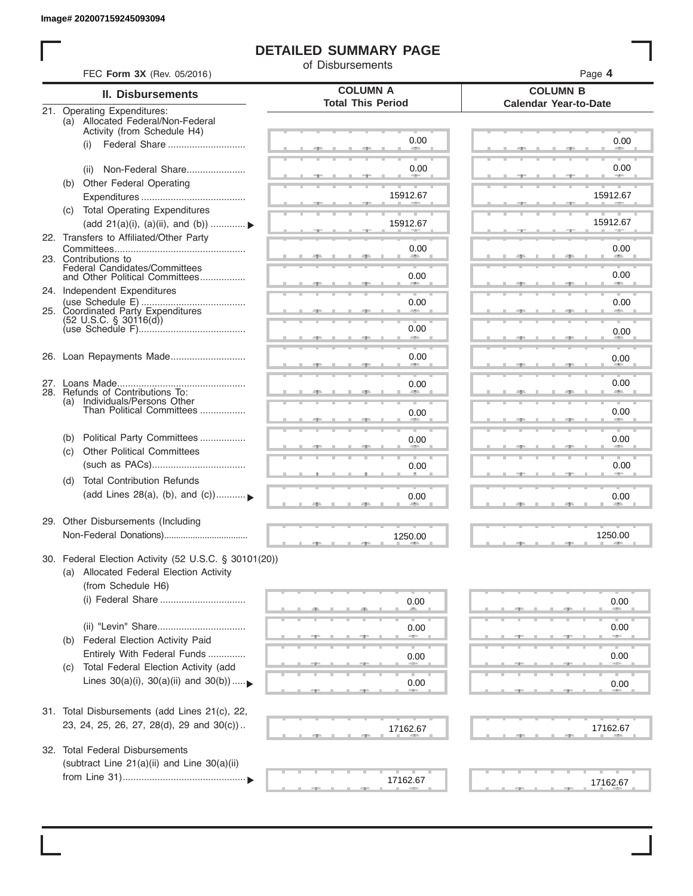Image# 202007159245093094

# DETAILED SUMMARY PAGE

of Disbursements

FEC **Form 3X** (Rev. 05/2016)

| II. Disbursements | COLUMN A Total This Period | COLUMN B Calendar Year-to-Date |
|---|---|---|
| 21. Operating Expenditures: | | |
| (a) Allocated Federal/Non-Federal Activity (from Schedule H4) | | |
| (i) Federal Share | 0.00 | 0.00 |
| (ii) Non-Federal Share | 0.00 | 0.00 |
| (b) Other Federal Operating Expenditures | 15912.67 | 15912.67 |
| (c) Total Operating Expenditures (add 21(a)(i), (a)(ii), and (b)) | 15912.67 | 15912.67 |
| 22. Transfers to Affiliated/Other Party Committees | 0.00 | 0.00 |
| 23. Contributions to Federal Candidates/Committees and Other Political Committees | 0.00 | 0.00 |
| 24. Independent Expenditures (use Schedule E) | 0.00 | 0.00 |
| 25. Coordinated Party Expenditures (52 U.S.C. § 30116(d)) (use Schedule F) | 0.00 | 0.00 |
| 26. Loan Repayments Made | 0.00 | 0.00 |
| 27. Loans Made | 0.00 | 0.00 |
| 28. Refunds of Contributions To: | | |
| (a) Individuals/Persons Other Than Political Committees | 0.00 | 0.00 |
| (b) Political Party Committees | 0.00 | 0.00 |
| (c) Other Political Committees (such as PACs) | 0.00 | 0.00 |
| (d) Total Contribution Refunds (add Lines 28(a), (b), and (c)) | 0.00 | 0.00 |
| 29. Other Disbursements (Including Non-Federal Donations) | 1250.00 | 1250.00 |
| 30. Federal Election Activity (52 U.S.C. § 30101(20)) | | |
| (a) Allocated Federal Election Activity (from Schedule H6) | | |
| (i) Federal Share | 0.00 | 0.00 |
| (ii) "Levin" Share | 0.00 | 0.00 |
| (b) Federal Election Activity Paid Entirely With Federal Funds | 0.00 | 0.00 |
| (c) Total Federal Election Activity (add Lines 30(a)(i), 30(a)(ii) and 30(b)) | 0.00 | 0.00 |
| 31. Total Disbursements (add Lines 21(c), 22, 23, 24, 25, 26, 27, 28(d), 29 and 30(c)) | 17162.67 | 17162.67 |
| 32. Total Federal Disbursements (subtract Line 21(a)(ii) and Line 30(a)(ii) from Line 31) | 17162.67 | 17162.67 |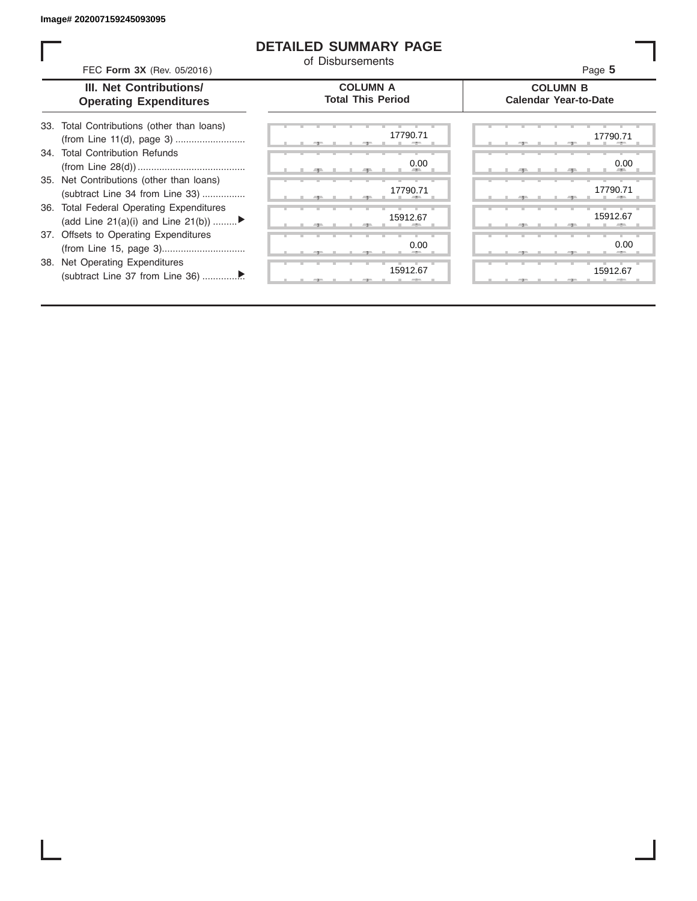Image# 202007159245093095

# DETAILED SUMMARY PAGE

of Disbursements

FEC **Form 3X** (Rev. 05/2016)

| III. Net Contributions/ Operating Expenditures | COLUMN A Total This Period | COLUMN B Calendar Year-to-Date |
|---|---|---|
| 33. Total Contributions (other than loans) (from Line 11(d), page 3) .......................... | 17790.71 | 17790.71 |
| 34. Total Contribution Refunds (from Line 28(d)) ........................................ | 0.00 | 0.00 |
| 35. Net Contributions (other than loans) (subtract Line 34 from Line 33) ................ | 17790.71 | 17790.71 |
| 36. Total Federal Operating Expenditures (add Line 21(a)(i) and Line 21(b)) .........▶ | 15912.67 | 15912.67 |
| 37. Offsets to Operating Expenditures (from Line 15, page 3)............................... | 0.00 | 0.00 |
| 38. Net Operating Expenditures (subtract Line 37 from Line 36) ...............▶ | 15912.67 | 15912.67 |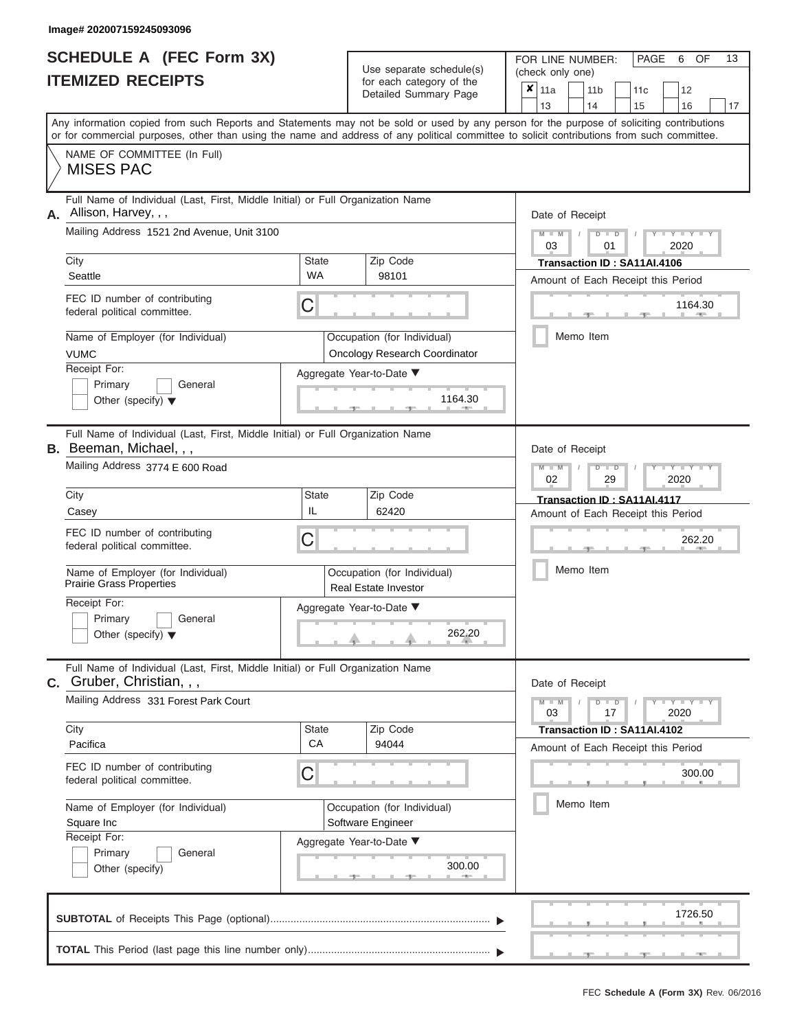Image# 202007159245093096

# SCHEDULE A (FEC Form 3X)
# ITEMIZED RECEIPTS

Use separate schedule(s) for each category of the Detailed Summary Page

FOR LINE NUMBER: (check only one)

- [x] 11a
- [ ] 11b
- [ ] 11c
- [ ] 12
- [ ] 13
- [ ] 14
- [ ] 15
- [ ] 16
- [ ] 17

PAGE 6 OF 13

Any information copied from such Reports and Statements may not be sold or used by any person for the purpose of soliciting contributions or for commercial purposes, other than using the name and address of any political committee to solicit contributions from such committee.

NAME OF COMMITTEE (In Full)
MISES PAC

---

**A.** Full Name of Individual (Last, First, Middle Initial) or Full Organization Name
Allison, Harvey, , ,

Mailing Address: 1521 2nd Avenue, Unit 3100

| City | State | Zip Code |
|---|---|---|
| Seattle | WA | 98101 |

FEC ID number of contributing federal political committee: C

Name of Employer (for Individual): VUMC
Occupation (for Individual): Oncology Research Coordinator

Receipt For: Primary / General / Other (specify)

Aggregate Year-to-Date: 1164.30

Date of Receipt: 03 / 01 / 2020
Transaction ID : SA11AI.4106
Amount of Each Receipt this Period: 1164.30
Memo Item

---

**B.** Full Name of Individual (Last, First, Middle Initial) or Full Organization Name
Beeman, Michael, , ,

Mailing Address: 3774 E 600 Road

| City | State | Zip Code |
|---|---|---|
| Casey | IL | 62420 |

FEC ID number of contributing federal political committee: C

Name of Employer (for Individual): Prairie Grass Properties
Occupation (for Individual): Real Estate Investor

Receipt For: Primary / General / Other (specify)

Aggregate Year-to-Date: 262.20

Date of Receipt: 02 / 29 / 2020
Transaction ID : SA11AI.4117
Amount of Each Receipt this Period: 262.20
Memo Item

---

**C.** Full Name of Individual (Last, First, Middle Initial) or Full Organization Name
Gruber, Christian, , ,

Mailing Address: 331 Forest Park Court

| City | State | Zip Code |
|---|---|---|
| Pacifica | CA | 94044 |

FEC ID number of contributing federal political committee: C

Name of Employer (for Individual): Square Inc
Occupation (for Individual): Software Engineer

Receipt For: Primary / General / Other (specify)

Aggregate Year-to-Date: 300.00

Date of Receipt: 03 / 17 / 2020
Transaction ID : SA11AI.4102
Amount of Each Receipt this Period: 300.00
Memo Item

---

**SUBTOTAL** of Receipts This Page (optional): 1726.50

**TOTAL** This Period (last page this line number only):

FEC Schedule A (Form 3X) Rev. 06/2016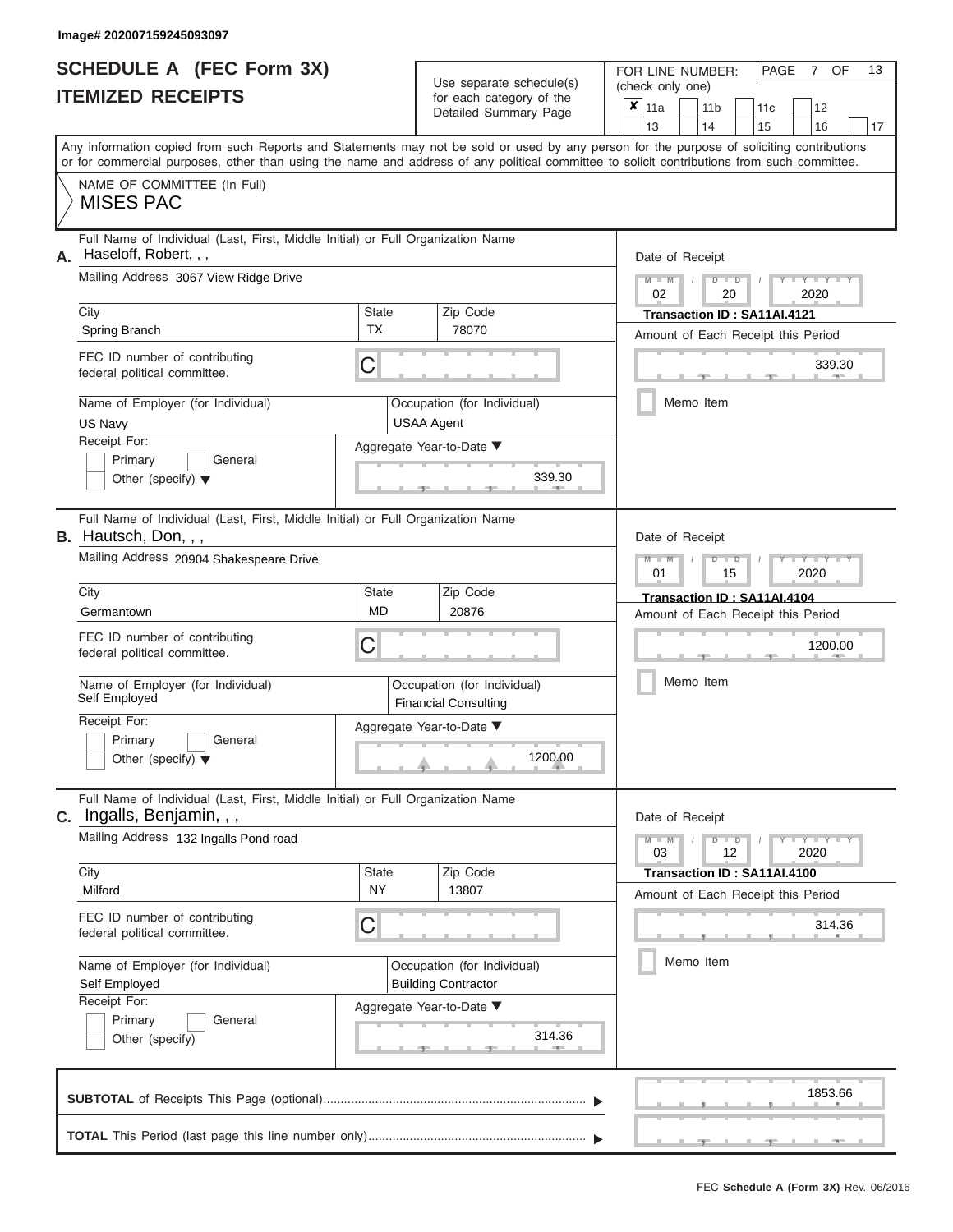Image# 202007159245093097

# SCHEDULE A (FEC Form 3X)
# ITEMIZED RECEIPTS

Use separate schedule(s) for each category of the Detailed Summary Page

FOR LINE NUMBER: (check only one)

☒ 11a ☐ 11b ☐ 11c ☐ 12 ☐ 13 ☐ 14 ☐ 15 ☐ 16 ☐ 17

PAGE 7 OF 13

Any information copied from such Reports and Statements may not be sold or used by any person for the purpose of soliciting contributions or for commercial purposes, other than using the name and address of any political committee to solicit contributions from such committee.

NAME OF COMMITTEE (In Full)
MISES PAC

---

**A.** Full Name of Individual (Last, First, Middle Initial) or Full Organization Name: Haseloff, Robert, , ,

Mailing Address: 3067 View Ridge Drive

City: Spring Branch | State: TX | Zip Code: 78070

FEC ID number of contributing federal political committee: C

Name of Employer (for Individual): US Navy

Occupation (for Individual): USAA Agent

Receipt For: ☐ Primary ☐ General ☐ Other (specify)

Aggregate Year-to-Date: 339.30

Date of Receipt: 02 / 20 / 2020

Transaction ID : SA11AI.4121

Amount of Each Receipt this Period: 339.30

☐ Memo Item

---

**B.** Full Name of Individual (Last, First, Middle Initial) or Full Organization Name: Hautsch, Don, , ,

Mailing Address: 20904 Shakespeare Drive

City: Germantown | State: MD | Zip Code: 20876

FEC ID number of contributing federal political committee: C

Name of Employer (for Individual): Self Employed

Occupation (for Individual): Financial Consulting

Receipt For: ☐ Primary ☐ General ☐ Other (specify)

Aggregate Year-to-Date: 1200.00

Date of Receipt: 01 / 15 / 2020

Transaction ID : SA11AI.4104

Amount of Each Receipt this Period: 1200.00

☐ Memo Item

---

**C.** Full Name of Individual (Last, First, Middle Initial) or Full Organization Name: Ingalls, Benjamin, , ,

Mailing Address: 132 Ingalls Pond road

City: Milford | State: NY | Zip Code: 13807

FEC ID number of contributing federal political committee: C

Name of Employer (for Individual): Self Employed

Occupation (for Individual): Building Contractor

Receipt For: ☐ Primary ☐ General ☐ Other (specify)

Aggregate Year-to-Date: 314.36

Date of Receipt: 03 / 12 / 2020

Transaction ID : SA11AI.4100

Amount of Each Receipt this Period: 314.36

☐ Memo Item

---

**SUBTOTAL** of Receipts This Page (optional): 1853.66

**TOTAL** This Period (last page this line number only):

FEC Schedule A (Form 3X) Rev. 06/2016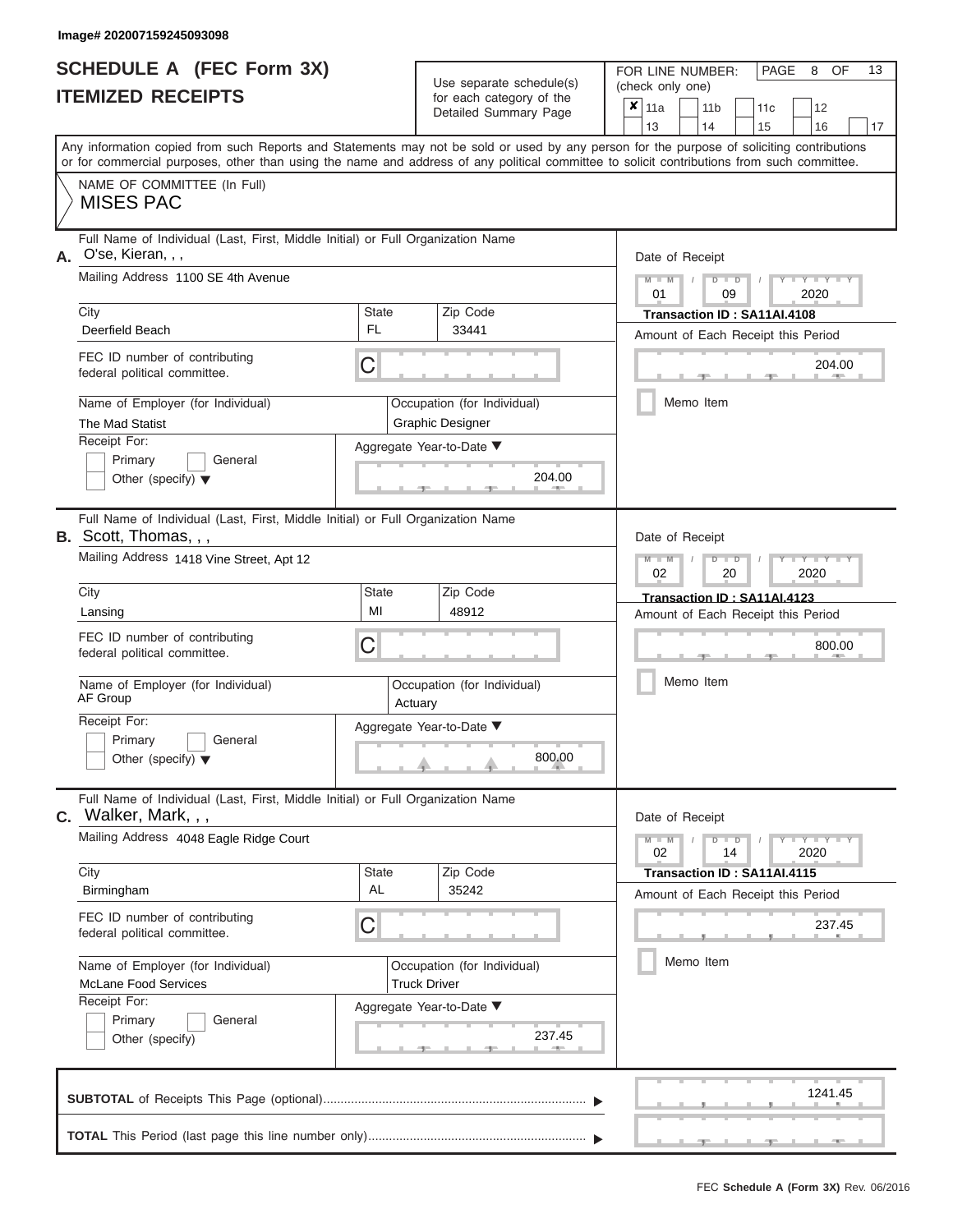Image# 202007159245093098

# SCHEDULE A (FEC Form 3X)
## ITEMIZED RECEIPTS

Use separate schedule(s) for each category of the Detailed Summary Page

FOR LINE NUMBER: (check only one)

- [x] 11a
- [ ] 11b
- [ ] 11c
- [ ] 12
- [ ] 13
- [ ] 14
- [ ] 15
- [ ] 16
- [ ] 17

PAGE 8 OF 13

Any information copied from such Reports and Statements may not be sold or used by any person for the purpose of soliciting contributions or for commercial purposes, other than using the name and address of any political committee to solicit contributions from such committee.

NAME OF COMMITTEE (In Full)
MISES PAC

---

**A.** Full Name of Individual (Last, First, Middle Initial) or Full Organization Name: O'se, Kieran, , ,

Mailing Address: 1100 SE 4th Avenue

City: Deerfield Beach | State: FL | Zip Code: 33441

FEC ID number of contributing federal political committee: C

Name of Employer (for Individual): The Mad Statist

Occupation (for Individual): Graphic Designer

Receipt For: Primary / General / Other (specify)

Aggregate Year-to-Date: 204.00

Date of Receipt: 01 / 09 / 2020

Transaction ID : SA11AI.4108

Amount of Each Receipt this Period: 204.00

Memo Item

---

**B.** Full Name of Individual (Last, First, Middle Initial) or Full Organization Name: Scott, Thomas, , ,

Mailing Address: 1418 Vine Street, Apt 12

City: Lansing | State: MI | Zip Code: 48912

FEC ID number of contributing federal political committee: C

Name of Employer (for Individual): AF Group

Occupation (for Individual): Actuary

Receipt For: Primary / General / Other (specify)

Aggregate Year-to-Date: 800.00

Date of Receipt: 02 / 20 / 2020

Transaction ID : SA11AI.4123

Amount of Each Receipt this Period: 800.00

Memo Item

---

**C.** Full Name of Individual (Last, First, Middle Initial) or Full Organization Name: Walker, Mark, , ,

Mailing Address: 4048 Eagle Ridge Court

City: Birmingham | State: AL | Zip Code: 35242

FEC ID number of contributing federal political committee: C

Name of Employer (for Individual): McLane Food Services

Occupation (for Individual): Truck Driver

Receipt For: Primary / General / Other (specify)

Aggregate Year-to-Date: 237.45

Date of Receipt: 02 / 14 / 2020

Transaction ID : SA11AI.4115

Amount of Each Receipt this Period: 237.45

Memo Item

---

**SUBTOTAL** of Receipts This Page (optional): 1241.45

**TOTAL** This Period (last page this line number only):

FEC **Schedule A (Form 3X)** Rev. 06/2016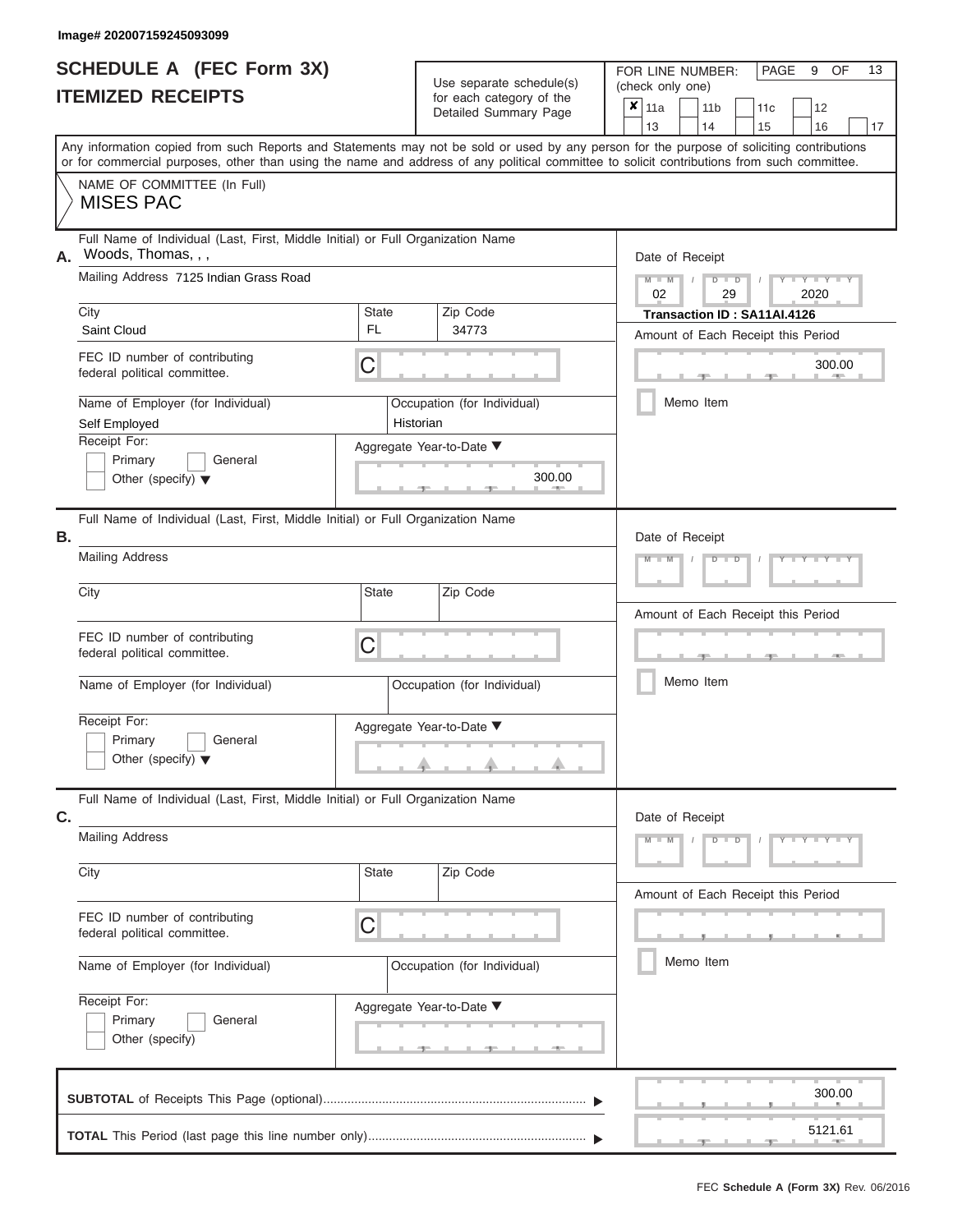Image# 202007159245093099

# SCHEDULE A (FEC Form 3X)
# ITEMIZED RECEIPTS

Use separate schedule(s) for each category of the Detailed Summary Page

FOR LINE NUMBER: (check only one)

- [x] 11a
- [ ] 11b
- [ ] 11c
- [ ] 12
- [ ] 13
- [ ] 14
- [ ] 15
- [ ] 16
- [ ] 17

Any information copied from such Reports and Statements may not be sold or used by any person for the purpose of soliciting contributions or for commercial purposes, other than using the name and address of any political committee to solicit contributions from such committee.

NAME OF COMMITTEE (In Full)
MISES PAC

**A.** Full Name of Individual (Last, First, Middle Initial) or Full Organization Name: Woods, Thomas, , ,

Mailing Address: 7125 Indian Grass Road

City: Saint Cloud | State: FL | Zip Code: 34773

FEC ID number of contributing federal political committee: C

Name of Employer (for Individual): Self Employed

Occupation (for Individual): Historian

Receipt For: Primary / General / Other (specify)

Aggregate Year-to-Date: 300.00

Date of Receipt: 02 / 29 / 2020

Transaction ID : SA11AI.4126

Amount of Each Receipt this Period: 300.00

Memo Item

**B.** Full Name of Individual (Last, First, Middle Initial) or Full Organization Name:

Mailing Address:

City: | State: | Zip Code:

FEC ID number of contributing federal political committee: C

Name of Employer (for Individual): | Occupation (for Individual):

Receipt For: Primary / General / Other (specify)

Aggregate Year-to-Date:

Date of Receipt:

Amount of Each Receipt this Period:

Memo Item

**C.** Full Name of Individual (Last, First, Middle Initial) or Full Organization Name:

Mailing Address:

City: | State: | Zip Code:

FEC ID number of contributing federal political committee: C

Name of Employer (for Individual): | Occupation (for Individual):

Receipt For: Primary / General / Other (specify)

Aggregate Year-to-Date:

Date of Receipt:

Amount of Each Receipt this Period:

Memo Item

**SUBTOTAL** of Receipts This Page (optional): 300.00

**TOTAL** This Period (last page this line number only): 5121.61

FEC **Schedule A (Form 3X)** Rev. 06/2016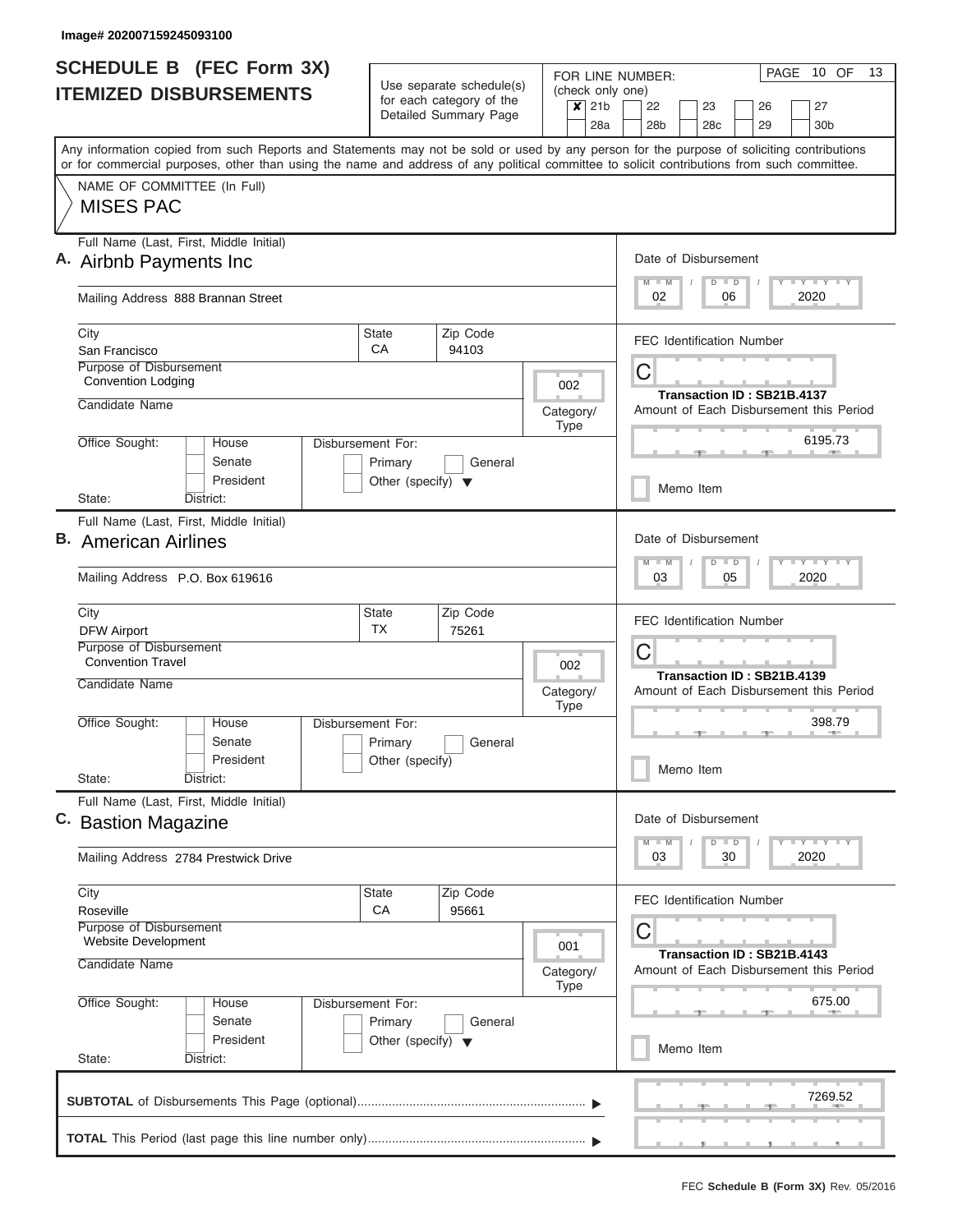Image# 202007159245093100

# SCHEDULE B (FEC Form 3X)
## ITEMIZED DISBURSEMENTS

Use separate schedule(s) for each category of the Detailed Summary Page

FOR LINE NUMBER: (check only one)

- [x] 21b
- [ ] 22
- [ ] 23
- [ ] 26
- [ ] 27
- [ ] 28a
- [ ] 28b
- [ ] 28c
- [ ] 29
- [ ] 30b

PAGE 10 OF 13

Any information copied from such Reports and Statements may not be sold or used by any person for the purpose of soliciting contributions or for commercial purposes, other than using the name and address of any political committee to solicit contributions from such committee.

NAME OF COMMITTEE (In Full)
MISES PAC

---

**A.** Full Name (Last, First, Middle Initial): Airbnb Payments Inc

Mailing Address: 888 Brannan Street

City: San Francisco | State: CA | Zip Code: 94103

Purpose of Disbursement: Convention Lodging

Category/Type: 002

Candidate Name:

Office Sought: House / Senate / President

State: District:

Disbursement For: Primary / General / Other (specify)

Date of Disbursement: 02 / 06 / 2020

FEC Identification Number: C

Transaction ID : SB21B.4137

Amount of Each Disbursement this Period: 6195.73

Memo Item

---

**B.** Full Name (Last, First, Middle Initial): American Airlines

Mailing Address: P.O. Box 619616

City: DFW Airport | State: TX | Zip Code: 75261

Purpose of Disbursement: Convention Travel

Category/Type: 002

Candidate Name:

Office Sought: House / Senate / President

State: District:

Disbursement For: Primary / General / Other (specify)

Date of Disbursement: 03 / 05 / 2020

FEC Identification Number: C

Transaction ID : SB21B.4139

Amount of Each Disbursement this Period: 398.79

Memo Item

---

**C.** Full Name (Last, First, Middle Initial): Bastion Magazine

Mailing Address: 2784 Prestwick Drive

City: Roseville | State: CA | Zip Code: 95661

Purpose of Disbursement: Website Development

Category/Type: 001

Candidate Name:

Office Sought: House / Senate / President

State: District:

Disbursement For: Primary / General / Other (specify)

Date of Disbursement: 03 / 30 / 2020

FEC Identification Number: C

Transaction ID : SB21B.4143

Amount of Each Disbursement this Period: 675.00

Memo Item

---

**SUBTOTAL** of Disbursements This Page (optional): 7269.52

**TOTAL** This Period (last page this line number only):

FEC **Schedule B (Form 3X)** Rev. 05/2016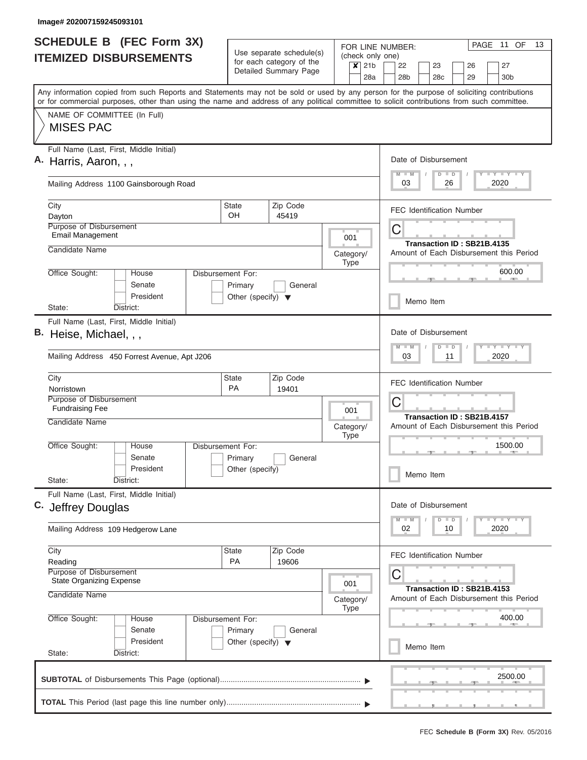Image# 202007159245093101

# SCHEDULE B (FEC Form 3X) ITEMIZED DISBURSEMENTS

Use separate schedule(s) for each category of the Detailed Summary Page

FOR LINE NUMBER: (check only one)
- [x] 21b
- [ ] 22
- [ ] 23
- [ ] 26
- [ ] 27
- [ ] 28a
- [ ] 28b
- [ ] 28c
- [ ] 29
- [ ] 30b

PAGE 11 OF 13

Any information copied from such Reports and Statements may not be sold or used by any person for the purpose of soliciting contributions or for commercial purposes, other than using the name and address of any political committee to solicit contributions from such committee.

NAME OF COMMITTEE (In Full)
MISES PAC

---

**A.** Full Name (Last, First, Middle Initial): Harris, Aaron, , ,

Mailing Address: 1100 Gainsborough Road

City: Dayton | State: OH | Zip Code: 45419

Purpose of Disbursement: Email Management

Category/Type: 001

Candidate Name:

Office Sought: House / Senate / President

State: District:

Disbursement For: Primary / General / Other (specify)

Date of Disbursement: 03 / 26 / 2020

FEC Identification Number: C

Transaction ID : SB21B.4135

Amount of Each Disbursement this Period: 600.00

Memo Item

---

**B.** Full Name (Last, First, Middle Initial): Heise, Michael, , ,

Mailing Address: 450 Forrest Avenue, Apt J206

City: Norristown | State: PA | Zip Code: 19401

Purpose of Disbursement: Fundraising Fee

Category/Type: 001

Candidate Name:

Office Sought: House / Senate / President

State: District:

Disbursement For: Primary / General / Other (specify)

Date of Disbursement: 03 / 11 / 2020

FEC Identification Number: C

Transaction ID : SB21B.4157

Amount of Each Disbursement this Period: 1500.00

Memo Item

---

**C.** Full Name (Last, First, Middle Initial): Jeffrey Douglas

Mailing Address: 109 Hedgerow Lane

City: Reading | State: PA | Zip Code: 19606

Purpose of Disbursement: State Organizing Expense

Category/Type: 001

Candidate Name:

Office Sought: House / Senate / President

State: District:

Disbursement For: Primary / General / Other (specify)

Date of Disbursement: 02 / 10 / 2020

FEC Identification Number: C

Transaction ID : SB21B.4153

Amount of Each Disbursement this Period: 400.00

Memo Item

---

**SUBTOTAL** of Disbursements This Page (optional): 2500.00

**TOTAL** This Period (last page this line number only):

FEC **Schedule B (Form 3X)** Rev. 05/2016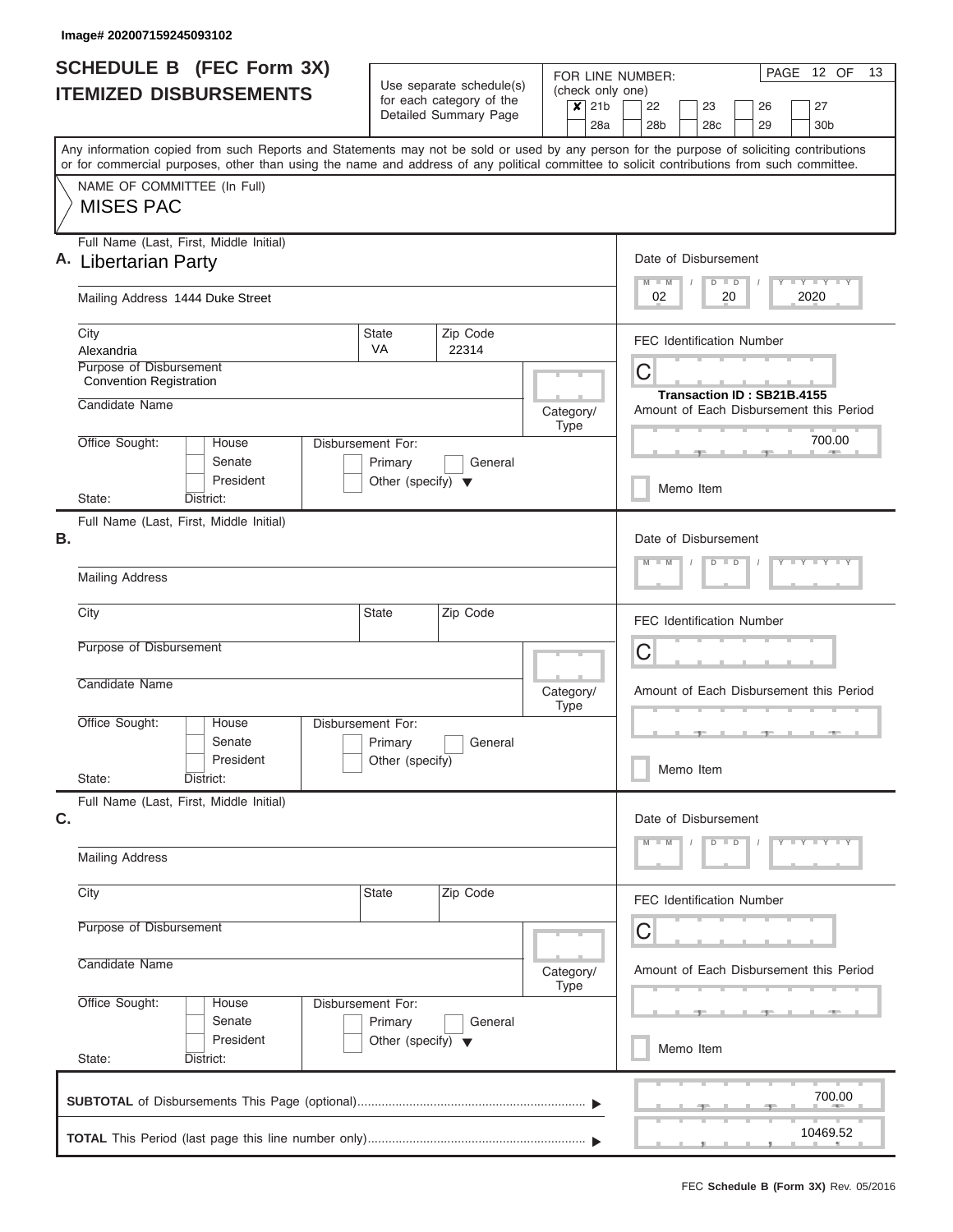Image# 202007159245093102

# SCHEDULE B (FEC Form 3X)
## ITEMIZED DISBURSEMENTS

Use separate schedule(s) for each category of the Detailed Summary Page

FOR LINE NUMBER: (check only one)

| | | | | | |
|---|---|---|---|---|---|
| ✘ 21b | 22 | 23 | 26 | 27 | |
| 28a | 28b | 28c | 29 | 30b | |

PAGE 12 OF 13

Any information copied from such Reports and Statements may not be sold or used by any person for the purpose of soliciting contributions or for commercial purposes, other than using the name and address of any political committee to solicit contributions from such committee.

NAME OF COMMITTEE (In Full)

MISES PAC

**A.** Full Name (Last, First, Middle Initial): Libertarian Party

Mailing Address: 1444 Duke Street

City: Alexandria | State: VA | Zip Code: 22314

Purpose of Disbursement: Convention Registration

Candidate Name:

Category/Type:

Office Sought: House / Senate / President

State: District:

Disbursement For: Primary / General / Other (specify)

Date of Disbursement: 02 / 20 / 2020

FEC Identification Number: C

Transaction ID : SB21B.4155

Amount of Each Disbursement this Period: 700.00

Memo Item

**B.** Full Name (Last, First, Middle Initial):

Mailing Address

City | State | Zip Code

Purpose of Disbursement

Candidate Name

Category/Type

Office Sought: House / Senate / President

State: District:

Disbursement For: Primary / General / Other (specify)

Date of Disbursement: M M / D D / Y Y Y Y

FEC Identification Number: C

Amount of Each Disbursement this Period

Memo Item

**C.** Full Name (Last, First, Middle Initial):

Mailing Address

City | State | Zip Code

Purpose of Disbursement

Candidate Name

Category/Type

Office Sought: House / Senate / President

State: District:

Disbursement For: Primary / General / Other (specify)

Date of Disbursement: M M / D D / Y Y Y Y

FEC Identification Number: C

Amount of Each Disbursement this Period

Memo Item

**SUBTOTAL** of Disbursements This Page (optional) ▶ 700.00

**TOTAL** This Period (last page this line number only) ▶ 10469.52

FEC **Schedule B (Form 3X)** Rev. 05/2016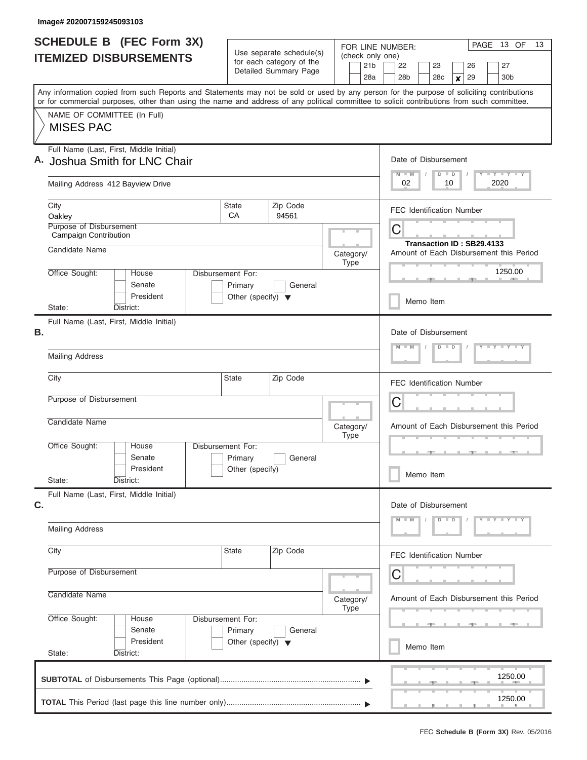Image# 202007159245093103

# SCHEDULE B (FEC Form 3X)
# ITEMIZED DISBURSEMENTS

Use separate schedule(s) for each category of the Detailed Summary Page

FOR LINE NUMBER: (check only one)

21b | 22 | 23 | 26 | 27
28a | 28b | 28c | ✘ 29 | 30b

PAGE 13 OF 13

Any information copied from such Reports and Statements may not be sold or used by any person for the purpose of soliciting contributions or for commercial purposes, other than using the name and address of any political committee to solicit contributions from such committee.

NAME OF COMMITTEE (In Full)

MISES PAC

**A.** Full Name (Last, First, Middle Initial): Joshua Smith for LNC Chair

Mailing Address: 412 Bayview Drive

City: Oakley | State: CA | Zip Code: 94561

Purpose of Disbursement: Campaign Contribution

Candidate Name:

Category/Type:

Office Sought: House / Senate / President

State: District:

Disbursement For: Primary / General / Other (specify)

Date of Disbursement: 02 / 10 / 2020

FEC Identification Number: C

Transaction ID : SB29.4133

Amount of Each Disbursement this Period: 1250.00

Memo Item

**B.** Full Name (Last, First, Middle Initial):

Mailing Address

City | State | Zip Code

Purpose of Disbursement

Candidate Name

Category/Type

Office Sought: House / Senate / President

State: District:

Disbursement For: Primary / General / Other (specify)

Date of Disbursement: M M / D D / Y Y Y Y

FEC Identification Number: C

Amount of Each Disbursement this Period

Memo Item

**C.** Full Name (Last, First, Middle Initial):

Mailing Address

City | State | Zip Code

Purpose of Disbursement

Candidate Name

Category/Type

Office Sought: House / Senate / President

State: District:

Disbursement For: Primary / General / Other (specify)

Date of Disbursement: M M / D D / Y Y Y Y

FEC Identification Number: C

Amount of Each Disbursement this Period

Memo Item

**SUBTOTAL** of Disbursements This Page (optional) ▶ 1250.00

**TOTAL** This Period (last page this line number only) ▶ 1250.00

FEC **Schedule B (Form 3X)** Rev. 05/2016